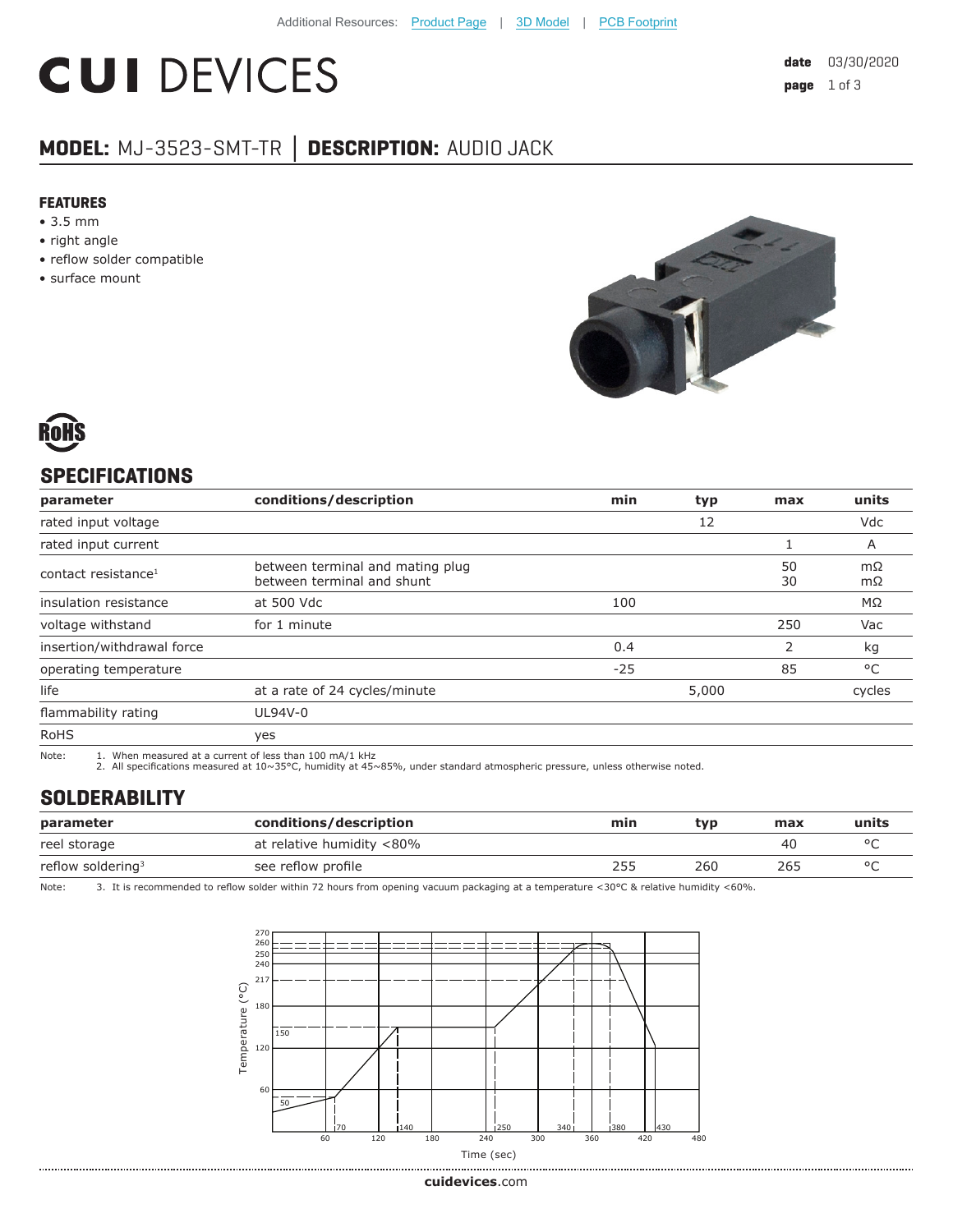Additional Resources: Product Page | 3D Model | PCB Footprint

# CUI DEVICES

**date** 03/30/2020

## MODEL: MJ-3523-SMT-TR │ DESCRIPTION: AUDIO JACK

### FEATURES

- 3.5 mm
- right angle
- reflow solder compatible
- surface mount

## SPECIFICATIONS

| parameter | conditions/description | min | typ | max | units |
|---|---|---|---|---|---|
| rated input voltage | | | 12 | | Vdc |
| rated input current | | | | 1 | A |
| contact resistance[1] | between terminal and mating plug<br>between terminal and shunt | | | 50<br>30 | mΩ<br>mΩ |
| insulation resistance | at 500 Vdc | 100 | | | MΩ |
| voltage withstand | for 1 minute | | | 250 | Vac |
| insertion/withdrawal force | | 0.4 | | 2 | kg |
| operating temperature | | -25 | | 85 | °C |
| life | at a rate of 24 cycles/minute | | 5,000 | | cycles |
| flammability rating | UL94V-0 | | | | |
| RoHS | yes | | | | |

Note: 1. When measured at a current of less than 100 mA/1 kHz
2. All specifications measured at 10~35°C, humidity at 45~85%, under standard atmospheric pressure, unless otherwise noted.

## SOLDERABILITY

| parameter | conditions/description | min | typ | max | units |
|---|---|---|---|---|---|
| reel storage | at relative humidity <80% | | | 40 | °C |
| reflow soldering[3] | see reflow profile | 255 | 260 | 265 | °C |

Note: 3. It is recommended to reflow solder within 72 hours from opening vacuum packaging at a temperature <30°C & relative humidity <60%.

cuidevices.com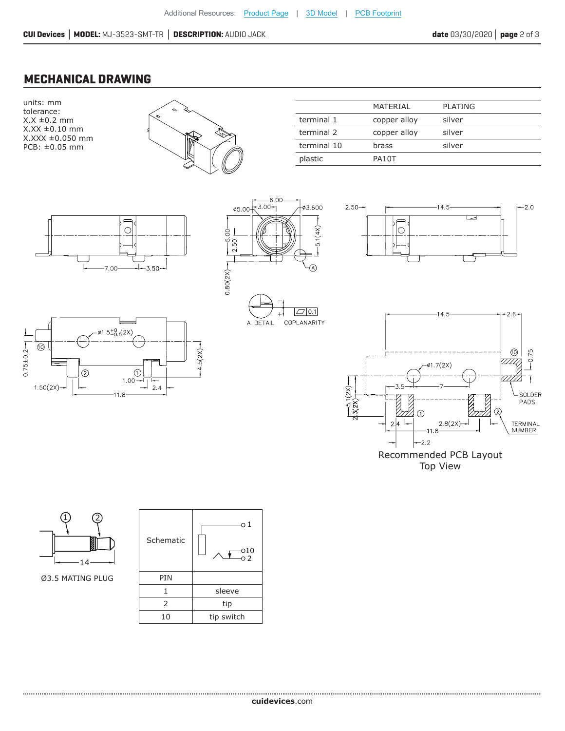## MECHANICAL DRAWING

units: mm
tolerance:
X.X ±0.2 mm
X.XX ±0.10 mm
X.XXX ±0.050 mm
PCB: ±0.05 mm

| | MATERIAL | PLATING |
|---|---|---|
| terminal 1 | copper alloy | silver |
| terminal 2 | copper alloy | silver |
| terminal 10 | brass | silver |
| plastic | PA10T | |

Recommended PCB Layout
Top View

Ø3.5 MATING PLUG

| Schematic | |
|---|---|
| PIN | |
| 1 | sleeve |
| 2 | tip |
| 10 | tip switch |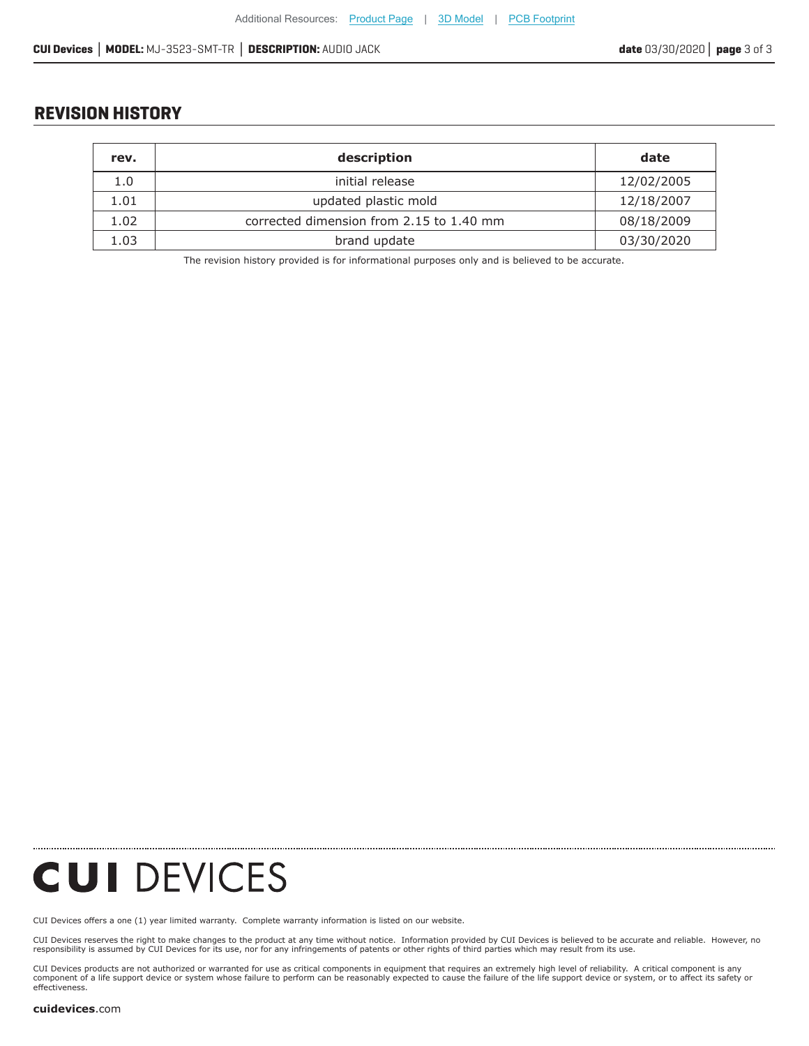## REVISION HISTORY

| rev. | description | date |
| --- | --- | --- |
| 1.0 | initial release | 12/02/2005 |
| 1.01 | updated plastic mold | 12/18/2007 |
| 1.02 | corrected dimension from 2.15 to 1.40 mm | 08/18/2009 |
| 1.03 | brand update | 03/30/2020 |

The revision history provided is for informational purposes only and is believed to be accurate.

# CUI DEVICES

CUI Devices offers a one (1) year limited warranty. Complete warranty information is listed on our website.

CUI Devices reserves the right to make changes to the product at any time without notice. Information provided by CUI Devices is believed to be accurate and reliable. However, no responsibility is assumed by CUI Devices for its use, nor for any infringements of patents or other rights of third parties which may result from its use.

CUI Devices products are not authorized or warranted for use as critical components in equipment that requires an extremely high level of reliability. A critical component is any component of a life support device or system whose failure to perform can be reasonably expected to cause the failure of the life support device or system, or to affect its safety or effectiveness.

**cuidevices**.com